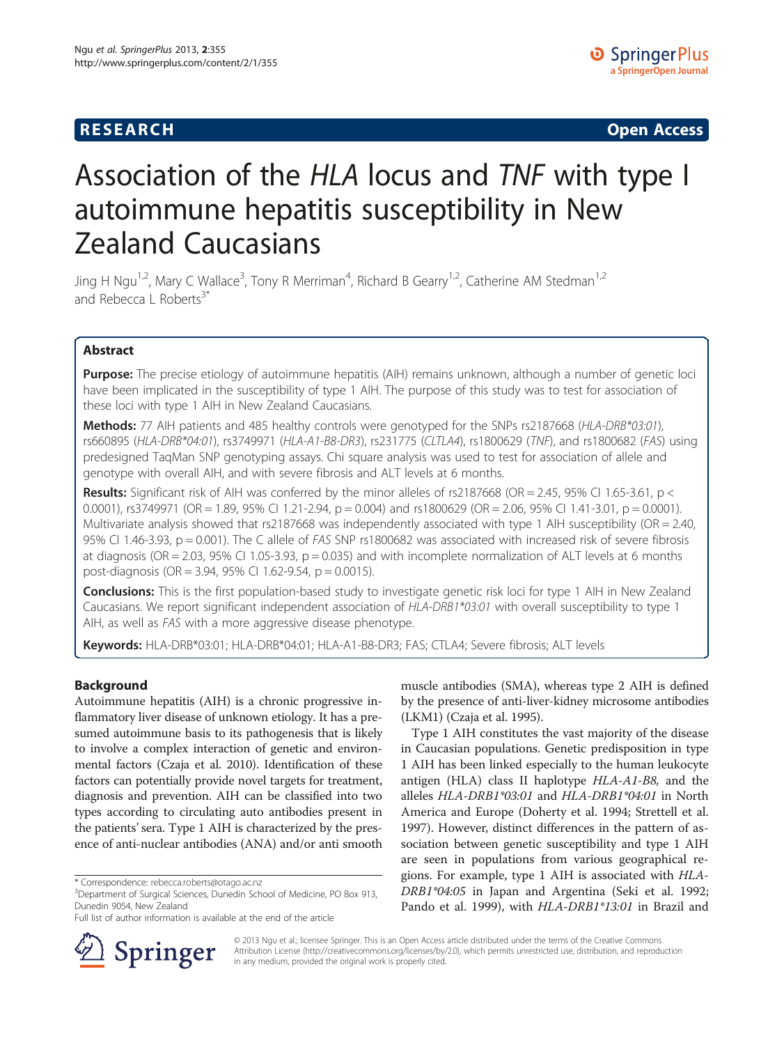RESEARCH Open Access

# Association of the *HLA* locus and *TNF* with type I autoimmune hepatitis susceptibility in New Zealand Caucasians

Jing H Ngu[1,2], Mary C Wallace[3], Tony R Merriman[4], Richard B Gearry[1,2], Catherine AM Stedman[1,2] and Rebecca L Roberts[3*]

## Abstract

**Purpose:** The precise etiology of autoimmune hepatitis (AIH) remains unknown, although a number of genetic loci have been implicated in the susceptibility of type 1 AIH. The purpose of this study was to test for association of these loci with type 1 AIH in New Zealand Caucasians.

**Methods:** 77 AIH patients and 485 healthy controls were genotyped for the SNPs rs2187668 (*HLA-DRB\*03:01*), rs660895 (*HLA-DRB\*04:01*), rs3749971 (*HLA-A1-B8-DR3*), rs231775 (*CLTLA4*), rs1800629 (*TNF*), and rs1800682 (*FAS*) using predesigned TaqMan SNP genotyping assays. Chi square analysis was used to test for association of allele and genotype with overall AIH, and with severe fibrosis and ALT levels at 6 months.

**Results:** Significant risk of AIH was conferred by the minor alleles of rs2187668 (OR = 2.45, 95% CI 1.65-3.61, p < 0.0001), rs3749971 (OR = 1.89, 95% CI 1.21-2.94, p = 0.004) and rs1800629 (OR = 2.06, 95% CI 1.41-3.01, p = 0.0001). Multivariate analysis showed that rs2187668 was independently associated with type 1 AIH susceptibility (OR = 2.40, 95% CI 1.46-3.93, p = 0.001). The C allele of *FAS* SNP rs1800682 was associated with increased risk of severe fibrosis at diagnosis (OR = 2.03, 95% CI 1.05-3.93, p = 0.035) and with incomplete normalization of ALT levels at 6 months post-diagnosis (OR = 3.94, 95% CI 1.62-9.54, p = 0.0015).

**Conclusions:** This is the first population-based study to investigate genetic risk loci for type 1 AIH in New Zealand Caucasians. We report significant independent association of *HLA-DRB1\*03:01* with overall susceptibility to type 1 AIH, as well as *FAS* with a more aggressive disease phenotype.

**Keywords:** HLA-DRB\*03:01; HLA-DRB\*04:01; HLA-A1-B8-DR3; FAS; CTLA4; Severe fibrosis; ALT levels

## Background

Autoimmune hepatitis (AIH) is a chronic progressive inflammatory liver disease of unknown etiology. It has a presumed autoimmune basis to its pathogenesis that is likely to involve a complex interaction of genetic and environmental factors (Czaja et al. 2010). Identification of these factors can potentially provide novel targets for treatment, diagnosis and prevention. AIH can be classified into two types according to circulating auto antibodies present in the patients' sera. Type 1 AIH is characterized by the presence of anti-nuclear antibodies (ANA) and/or anti smooth muscle antibodies (SMA), whereas type 2 AIH is defined by the presence of anti-liver-kidney microsome antibodies (LKM1) (Czaja et al. 1995).

Type 1 AIH constitutes the vast majority of the disease in Caucasian populations. Genetic predisposition in type 1 AIH has been linked especially to the human leukocyte antigen (HLA) class II haplotype *HLA-A1-B8*, and the alleles *HLA-DRB1\*03:01* and *HLA-DRB1\*04:01* in North America and Europe (Doherty et al. 1994; Strettell et al. 1997). However, distinct differences in the pattern of association between genetic susceptibility and type 1 AIH are seen in populations from various geographical regions. For example, type 1 AIH is associated with *HLA-DRB1\*04:05* in Japan and Argentina (Seki et al. 1992; Pando et al. 1999), with *HLA-DRB1\*13:01* in Brazil and

\* Correspondence: rebecca.roberts@otago.ac.nz
[3]Department of Surgical Sciences, Dunedin School of Medicine, PO Box 913, Dunedin 9054, New Zealand
Full list of author information is available at the end of the article

© 2013 Ngu et al.; licensee Springer. This is an Open Access article distributed under the terms of the Creative Commons Attribution License (http://creativecommons.org/licenses/by/2.0), which permits unrestricted use, distribution, and reproduction in any medium, provided the original work is properly cited.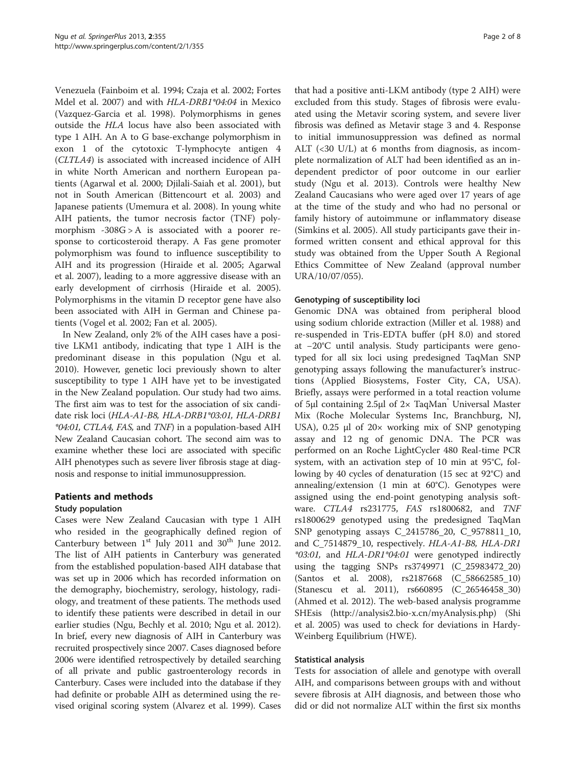Venezuela (Fainboim et al. 1994; Czaja et al. 2002; Fortes Mdel et al. 2007) and with *HLA-DRB1\*04:04* in Mexico (Vazquez-Garcia et al. 1998). Polymorphisms in genes outside the *HLA* locus have also been associated with type 1 AIH. An A to G base-exchange polymorphism in exon 1 of the cytotoxic T-lymphocyte antigen 4 (*CLTLA4*) is associated with increased incidence of AIH in white North American and northern European patients (Agarwal et al. 2000; Djilali-Saiah et al. 2001), but not in South American (Bittencourt et al. 2003) and Japanese patients (Umemura et al. 2008). In young white AIH patients, the tumor necrosis factor (TNF) polymorphism -308G > A is associated with a poorer response to corticosteroid therapy. A Fas gene promoter polymorphism was found to influence susceptibility to AIH and its progression (Hiraide et al. 2005; Agarwal et al. 2007), leading to a more aggressive disease with an early development of cirrhosis (Hiraide et al. 2005). Polymorphisms in the vitamin D receptor gene have also been associated with AIH in German and Chinese patients (Vogel et al. 2002; Fan et al. 2005).

In New Zealand, only 2% of the AIH cases have a positive LKM1 antibody, indicating that type 1 AIH is the predominant disease in this population (Ngu et al. 2010). However, genetic loci previously shown to alter susceptibility to type 1 AIH have yet to be investigated in the New Zealand population. Our study had two aims. The first aim was to test for the association of six candidate risk loci (*HLA-A1-B8, HLA-DRB1\*03:01, HLA-DRB1 \*04:01, CTLA4, FAS,* and *TNF*) in a population-based AIH New Zealand Caucasian cohort. The second aim was to examine whether these loci are associated with specific AIH phenotypes such as severe liver fibrosis stage at diagnosis and response to initial immunosuppression.

## Patients and methods

### Study population

Cases were New Zealand Caucasian with type 1 AIH who resided in the geographically defined region of Canterbury between 1st July 2011 and 30th June 2012. The list of AIH patients in Canterbury was generated from the established population-based AIH database that was set up in 2006 which has recorded information on the demography, biochemistry, serology, histology, radiology, and treatment of these patients. The methods used to identify these patients were described in detail in our earlier studies (Ngu, Bechly et al. 2010; Ngu et al. 2012). In brief, every new diagnosis of AIH in Canterbury was recruited prospectively since 2007. Cases diagnosed before 2006 were identified retrospectively by detailed searching of all private and public gastroenterology records in Canterbury. Cases were included into the database if they had definite or probable AIH as determined using the revised original scoring system (Alvarez et al. 1999). Cases that had a positive anti-LKM antibody (type 2 AIH) were excluded from this study. Stages of fibrosis were evaluated using the Metavir scoring system, and severe liver fibrosis was defined as Metavir stage 3 and 4. Response to initial immunosuppression was defined as normal ALT (<30 U/L) at 6 months from diagnosis, as incomplete normalization of ALT had been identified as an independent predictor of poor outcome in our earlier study (Ngu et al. 2013). Controls were healthy New Zealand Caucasians who were aged over 17 years of age at the time of the study and who had no personal or family history of autoimmune or inflammatory disease (Simkins et al. 2005). All study participants gave their informed written consent and ethical approval for this study was obtained from the Upper South A Regional Ethics Committee of New Zealand (approval number URA/10/07/055).

### Genotyping of susceptibility loci

Genomic DNA was obtained from peripheral blood using sodium chloride extraction (Miller et al. 1988) and re-suspended in Tris-EDTA buffer (pH 8.0) and stored at −20°C until analysis. Study participants were genotyped for all six loci using predesigned TaqMan SNP genotyping assays following the manufacturer's instructions (Applied Biosystems, Foster City, CA, USA). Briefly, assays were performed in a total reaction volume of 5μl containing 2.5μl of 2× TaqMan® Universal Master Mix (Roche Molecular Systems Inc, Branchburg, NJ, USA), 0.25 μl of 20× working mix of SNP genotyping assay and 12 ng of genomic DNA. The PCR was performed on an Roche LightCycler 480 Real-time PCR system, with an activation step of 10 min at 95°C, following by 40 cycles of denaturation (15 sec at 92°C) and annealing/extension (1 min at 60°C). Genotypes were assigned using the end-point genotyping analysis software. *CTLA4* rs231775, *FAS* rs1800682, and *TNF* rs1800629 genotyped using the predesigned TaqMan SNP genotyping assays C_2415786_20, C_9578811_10, and C_7514879_10, respectively. *HLA-A1-B8, HLA-DR1 \*03:01,* and *HLA-DR1\*04:01* were genotyped indirectly using the tagging SNPs rs3749971 (C_25983472_20) (Santos et al. 2008), rs2187668 (C_58662585_10) (Stanescu et al. 2011), rs660895 (C_26546458_30) (Ahmed et al. 2012). The web-based analysis programme SHEsis (http://analysis2.bio-x.cn/myAnalysis.php) (Shi et al. 2005) was used to check for deviations in Hardy-Weinberg Equilibrium (HWE).

### Statistical analysis

Tests for association of allele and genotype with overall AIH, and comparisons between groups with and without severe fibrosis at AIH diagnosis, and between those who did or did not normalize ALT within the first six months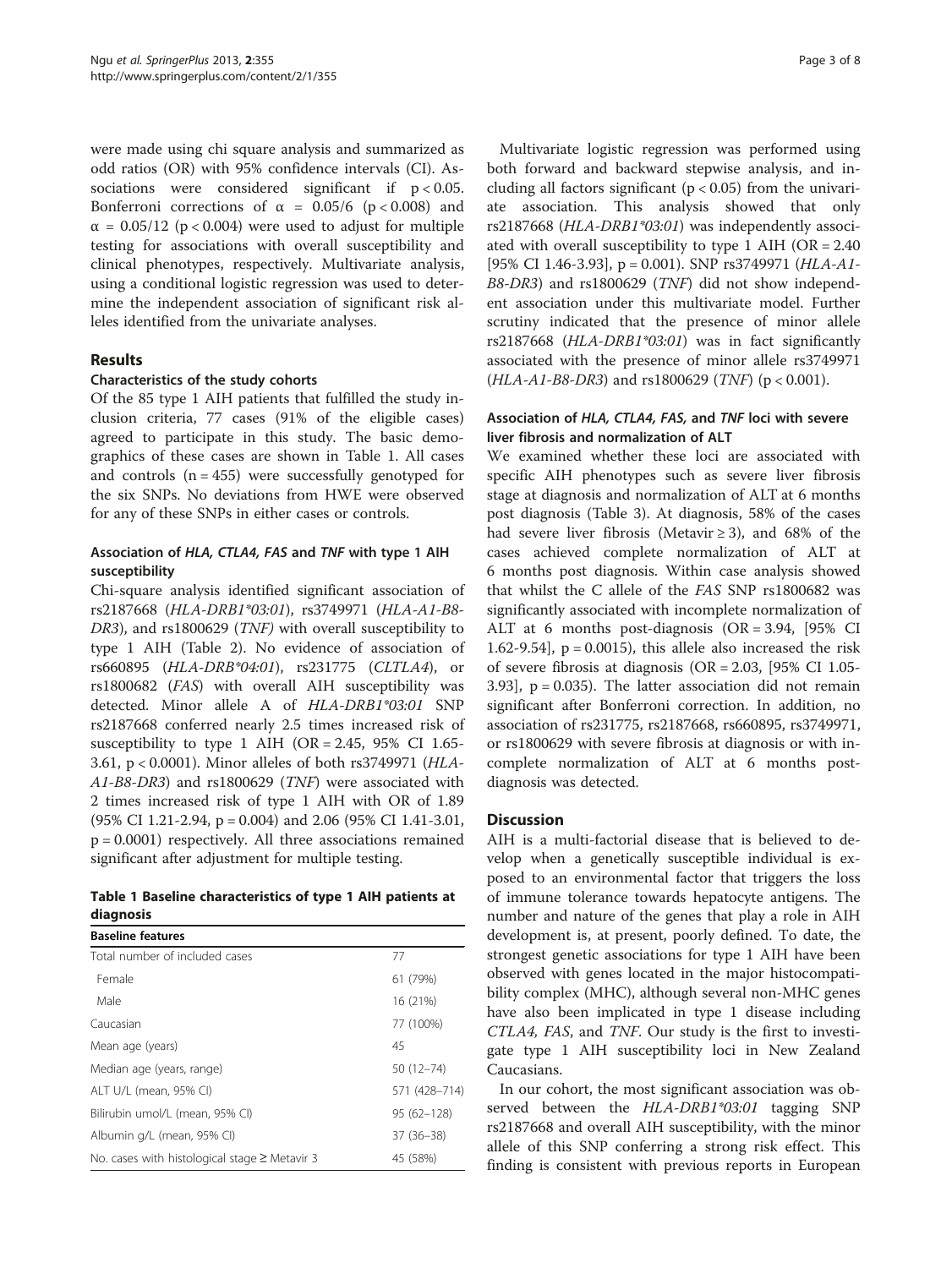were made using chi square analysis and summarized as odd ratios (OR) with 95% confidence intervals (CI). Associations were considered significant if $p < 0.05$. Bonferroni corrections of $\alpha = 0.05/6$ ($p < 0.008$) and $\alpha = 0.05/12$ ($p < 0.004$) were used to adjust for multiple testing for associations with overall susceptibility and clinical phenotypes, respectively. Multivariate analysis, using a conditional logistic regression was used to determine the independent association of significant risk alleles identified from the univariate analyses.

## Results

### Characteristics of the study cohorts

Of the 85 type 1 AIH patients that fulfilled the study inclusion criteria, 77 cases (91% of the eligible cases) agreed to participate in this study. The basic demographics of these cases are shown in Table 1. All cases and controls (n = 455) were successfully genotyped for the six SNPs. No deviations from HWE were observed for any of these SNPs in either cases or controls.

### Association of *HLA, CTLA4, FAS* and *TNF* with type 1 AIH susceptibility

Chi-square analysis identified significant association of rs2187668 (*HLA-DRB1\*03:01*), rs3749971 (*HLA-A1-B8-DR3*), and rs1800629 (*TNF)* with overall susceptibility to type 1 AIH (Table 2). No evidence of association of rs660895 (*HLA-DRB\*04:01*), rs231775 (*CLTLA4*), or rs1800682 (*FAS*) with overall AIH susceptibility was detected. Minor allele A of *HLA-DRB1\*03:01* SNP rs2187668 conferred nearly 2.5 times increased risk of susceptibility to type 1 AIH (OR = 2.45, 95% CI 1.65-3.61, $p < 0.0001$). Minor alleles of both rs3749971 (*HLA-A1-B8-DR3*) and rs1800629 (*TNF*) were associated with 2 times increased risk of type 1 AIH with OR of 1.89 (95% CI 1.21-2.94, p = 0.004) and 2.06 (95% CI 1.41-3.01, p = 0.0001) respectively. All three associations remained significant after adjustment for multiple testing.

**Table 1 Baseline characteristics of type 1 AIH patients at diagnosis**

| Baseline features | |
|---|---|
| Total number of included cases | 77 |
| Female | 61 (79%) |
| Male | 16 (21%) |
| Caucasian | 77 (100%) |
| Mean age (years) | 45 |
| Median age (years, range) | 50 (12–74) |
| ALT U/L (mean, 95% CI) | 571 (428–714) |
| Bilirubin umol/L (mean, 95% CI) | 95 (62–128) |
| Albumin g/L (mean, 95% CI) | 37 (36–38) |
| No. cases with histological stage ≥ Metavir 3 | 45 (58%) |

Multivariate logistic regression was performed using both forward and backward stepwise analysis, and including all factors significant ($p < 0.05$) from the univariate association. This analysis showed that only rs2187668 (*HLA-DRB1\*03:01*) was independently associated with overall susceptibility to type 1 AIH (OR = 2.40 [95% CI 1.46-3.93], p = 0.001). SNP rs3749971 (*HLA-A1-B8-DR3*) and rs1800629 (*TNF*) did not show independent association under this multivariate model. Further scrutiny indicated that the presence of minor allele rs2187668 (*HLA-DRB1\*03:01*) was in fact significantly associated with the presence of minor allele rs3749971 (*HLA-A1-B8-DR3*) and rs1800629 (*TNF*) ($p < 0.001$).

### Association of *HLA, CTLA4, FAS,* and *TNF* loci with severe liver fibrosis and normalization of ALT

We examined whether these loci are associated with specific AIH phenotypes such as severe liver fibrosis stage at diagnosis and normalization of ALT at 6 months post diagnosis (Table 3). At diagnosis, 58% of the cases had severe liver fibrosis (Metavir ≥ 3), and 68% of the cases achieved complete normalization of ALT at 6 months post diagnosis. Within case analysis showed that whilst the C allele of the *FAS* SNP rs1800682 was significantly associated with incomplete normalization of ALT at 6 months post-diagnosis (OR = 3.94, [95% CI 1.62-9.54], p = 0.0015), this allele also increased the risk of severe fibrosis at diagnosis (OR = 2.03, [95% CI 1.05-3.93], p = 0.035). The latter association did not remain significant after Bonferroni correction. In addition, no association of rs231775, rs2187668, rs660895, rs3749971, or rs1800629 with severe fibrosis at diagnosis or with incomplete normalization of ALT at 6 months post-diagnosis was detected.

## Discussion

AIH is a multi-factorial disease that is believed to develop when a genetically susceptible individual is exposed to an environmental factor that triggers the loss of immune tolerance towards hepatocyte antigens. The number and nature of the genes that play a role in AIH development is, at present, poorly defined. To date, the strongest genetic associations for type 1 AIH have been observed with genes located in the major histocompatibility complex (MHC), although several non-MHC genes have also been implicated in type 1 disease including *CTLA4*, *FAS*, and *TNF*. Our study is the first to investigate type 1 AIH susceptibility loci in New Zealand Caucasians.

In our cohort, the most significant association was observed between the *HLA-DRB1\*03:01* tagging SNP rs2187668 and overall AIH susceptibility, with the minor allele of this SNP conferring a strong risk effect. This finding is consistent with previous reports in European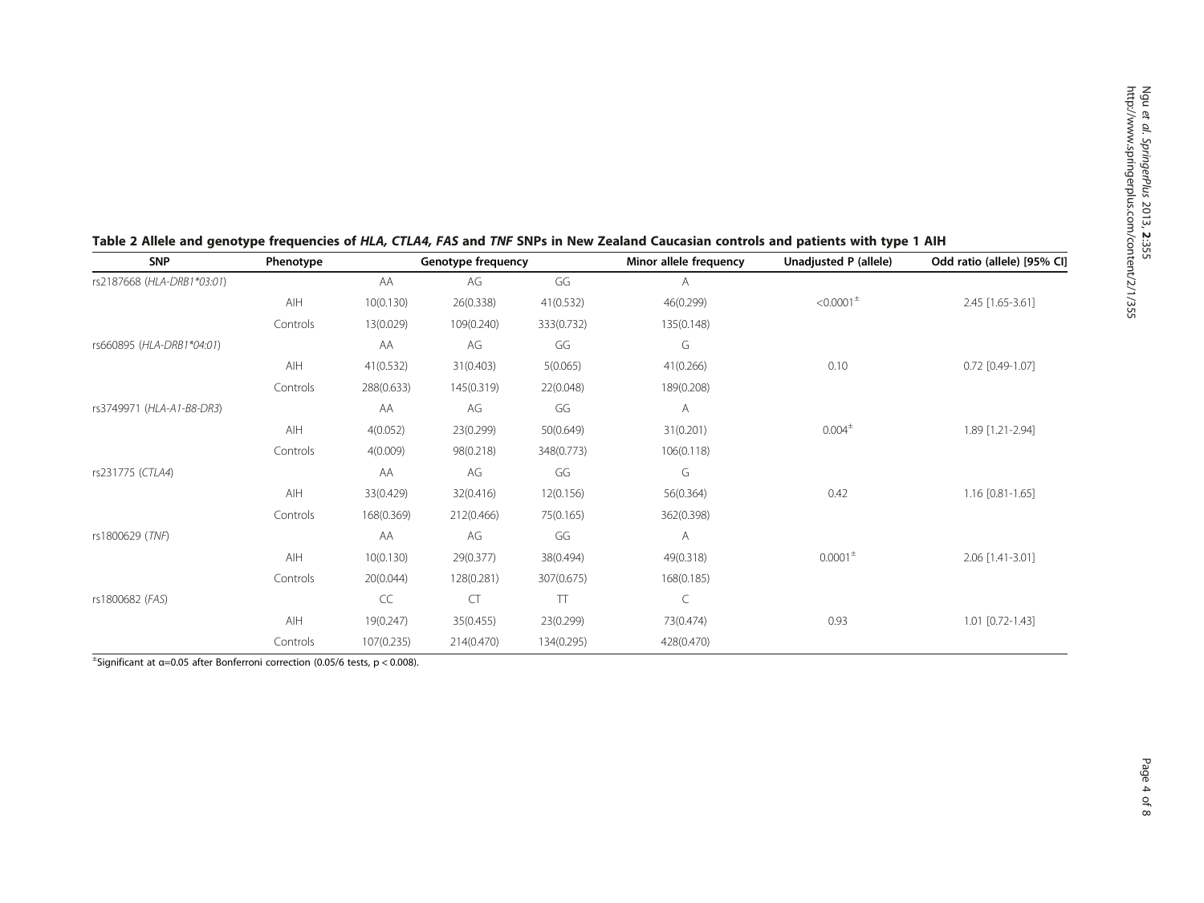**Table 2 Allele and genotype frequencies of *HLA, CTLA4, FAS* and *TNF* SNPs in New Zealand Caucasian controls and patients with type 1 AIH**

| SNP | Phenotype | Genotype frequency | | | Minor allele frequency | Unadjusted P (allele) | Odd ratio (allele) [95% CI] |
|---|---|---|---|---|---|---|---|
| rs2187668 (*HLA-DRB1*03:01*) | | AA | AG | GG | A | | |
| | AIH | 10(0.130) | 26(0.338) | 41(0.532) | 46(0.299) | <0.0001[±] | 2.45 [1.65-3.61] |
| | Controls | 13(0.029) | 109(0.240) | 333(0.732) | 135(0.148) | | |
| rs660895 (*HLA-DRB1*04:01*) | | AA | AG | GG | G | | |
| | AIH | 41(0.532) | 31(0.403) | 5(0.065) | 41(0.266) | 0.10 | 0.72 [0.49-1.07] |
| | Controls | 288(0.633) | 145(0.319) | 22(0.048) | 189(0.208) | | |
| rs3749971 (*HLA-A1-B8-DR3*) | | AA | AG | GG | A | | |
| | AIH | 4(0.052) | 23(0.299) | 50(0.649) | 31(0.201) | 0.004[±] | 1.89 [1.21-2.94] |
| | Controls | 4(0.009) | 98(0.218) | 348(0.773) | 106(0.118) | | |
| rs231775 (*CTLA4*) | | AA | AG | GG | G | | |
| | AIH | 33(0.429) | 32(0.416) | 12(0.156) | 56(0.364) | 0.42 | 1.16 [0.81-1.65] |
| | Controls | 168(0.369) | 212(0.466) | 75(0.165) | 362(0.398) | | |
| rs1800629 (*TNF*) | | AA | AG | GG | A | | |
| | AIH | 10(0.130) | 29(0.377) | 38(0.494) | 49(0.318) | 0.0001[±] | 2.06 [1.41-3.01] |
| | Controls | 20(0.044) | 128(0.281) | 307(0.675) | 168(0.185) | | |
| rs1800682 (*FAS*) | | CC | CT | TT | C | | |
| | AIH | 19(0.247) | 35(0.455) | 23(0.299) | 73(0.474) | 0.93 | 1.01 [0.72-1.43] |
| | Controls | 107(0.235) | 214(0.470) | 134(0.295) | 428(0.470) | | |

[±]Significant at α=0.05 after Bonferroni correction (0.05/6 tests, $p < 0.008$).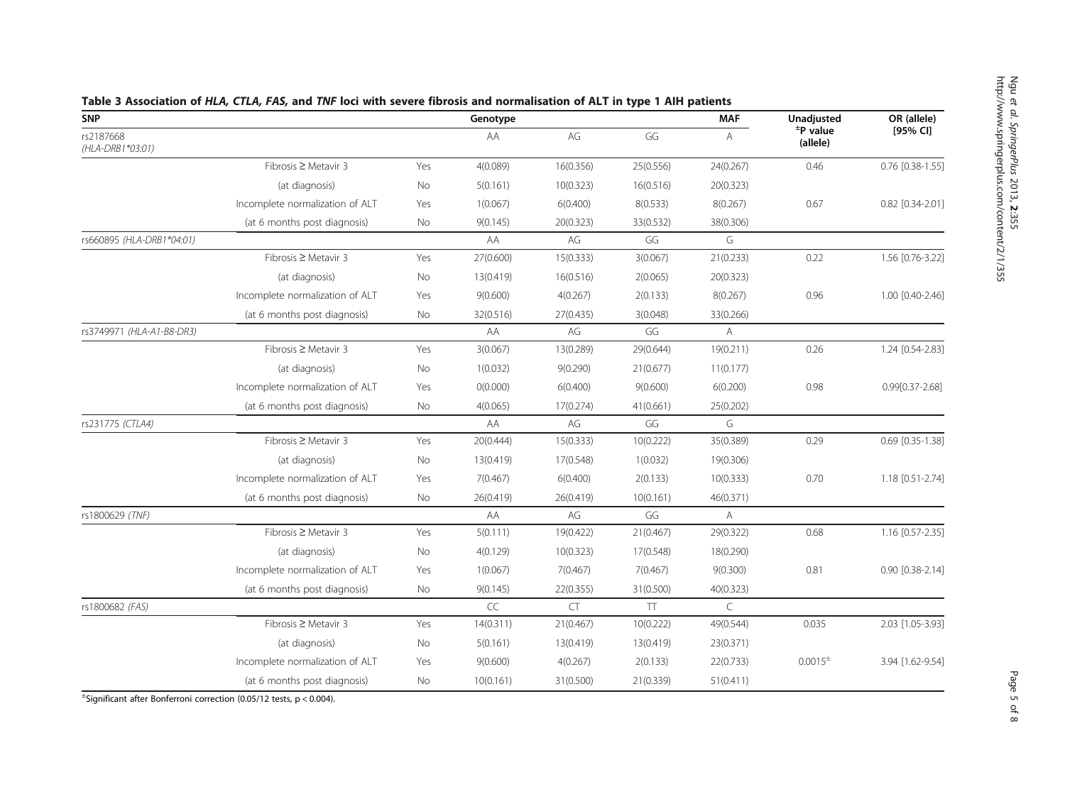**Table 3 Association of *HLA, CTLA, FAS,* and *TNF* loci with severe fibrosis and normalisation of ALT in type 1 AIH patients**

| SNP | | | Genotype | | | MAF | Unadjusted ±P value (allele) | OR (allele) [95% CI] |
|---|---|---|---|---|---|---|---|---|
| rs2187668 (*HLA-DRB1\*03:01*) | | | AA | AG | GG | A | | |
| | Fibrosis ≥ Metavir 3 | Yes | 4(0.089) | 16(0.356) | 25(0.556) | 24(0.267) | 0.46 | 0.76 [0.38-1.55] |
| | (at diagnosis) | No | 5(0.161) | 10(0.323) | 16(0.516) | 20(0.323) | | |
| | Incomplete normalization of ALT | Yes | 1(0.067) | 6(0.400) | 8(0.533) | 8(0.267) | 0.67 | 0.82 [0.34-2.01] |
| | (at 6 months post diagnosis) | No | 9(0.145) | 20(0.323) | 33(0.532) | 38(0.306) | | |
| rs660895 (*HLA-DRB1\*04:01*) | | | AA | AG | GG | G | | |
| | Fibrosis ≥ Metavir 3 | Yes | 27(0.600) | 15(0.333) | 3(0.067) | 21(0.233) | 0.22 | 1.56 [0.76-3.22] |
| | (at diagnosis) | No | 13(0.419) | 16(0.516) | 2(0.065) | 20(0.323) | | |
| | Incomplete normalization of ALT | Yes | 9(0.600) | 4(0.267) | 2(0.133) | 8(0.267) | 0.96 | 1.00 [0.40-2.46] |
| | (at 6 months post diagnosis) | No | 32(0.516) | 27(0.435) | 3(0.048) | 33(0.266) | | |
| rs3749971 (*HLA-A1-B8-DR3*) | | | AA | AG | GG | A | | |
| | Fibrosis ≥ Metavir 3 | Yes | 3(0.067) | 13(0.289) | 29(0.644) | 19(0.211) | 0.26 | 1.24 [0.54-2.83] |
| | (at diagnosis) | No | 1(0.032) | 9(0.290) | 21(0.677) | 11(0.177) | | |
| | Incomplete normalization of ALT | Yes | 0(0.000) | 6(0.400) | 9(0.600) | 6(0.200) | 0.98 | 0.99[0.37-2.68] |
| | (at 6 months post diagnosis) | No | 4(0.065) | 17(0.274) | 41(0.661) | 25(0.202) | | |
| rs231775 (*CTLA4*) | | | AA | AG | GG | G | | |
| | Fibrosis ≥ Metavir 3 | Yes | 20(0.444) | 15(0.333) | 10(0.222) | 35(0.389) | 0.29 | 0.69 [0.35-1.38] |
| | (at diagnosis) | No | 13(0.419) | 17(0.548) | 1(0.032) | 19(0.306) | | |
| | Incomplete normalization of ALT | Yes | 7(0.467) | 6(0.400) | 2(0.133) | 10(0.333) | 0.70 | 1.18 [0.51-2.74] |
| | (at 6 months post diagnosis) | No | 26(0.419) | 26(0.419) | 10(0.161) | 46(0.371) | | |
| rs1800629 (*TNF*) | | | AA | AG | GG | A | | |
| | Fibrosis ≥ Metavir 3 | Yes | 5(0.111) | 19(0.422) | 21(0.467) | 29(0.322) | 0.68 | 1.16 [0.57-2.35] |
| | (at diagnosis) | No | 4(0.129) | 10(0.323) | 17(0.548) | 18(0.290) | | |
| | Incomplete normalization of ALT | Yes | 1(0.067) | 7(0.467) | 7(0.467) | 9(0.300) | 0.81 | 0.90 [0.38-2.14] |
| | (at 6 months post diagnosis) | No | 9(0.145) | 22(0.355) | 31(0.500) | 40(0.323) | | |
| rs1800682 (*FAS*) | | | CC | CT | TT | C | | |
| | Fibrosis ≥ Metavir 3 | Yes | 14(0.311) | 21(0.467) | 10(0.222) | 49(0.544) | 0.035 | 2.03 [1.05-3.93] |
| | (at diagnosis) | No | 5(0.161) | 13(0.419) | 13(0.419) | 23(0.371) | | |
| | Incomplete normalization of ALT | Yes | 9(0.600) | 4(0.267) | 2(0.133) | 22(0.733) | 0.0015± | 3.94 [1.62-9.54] |
| | (at 6 months post diagnosis) | No | 10(0.161) | 31(0.500) | 21(0.339) | 51(0.411) | | |

±Significant after Bonferroni correction (0.05/12 tests, $p < 0.004$).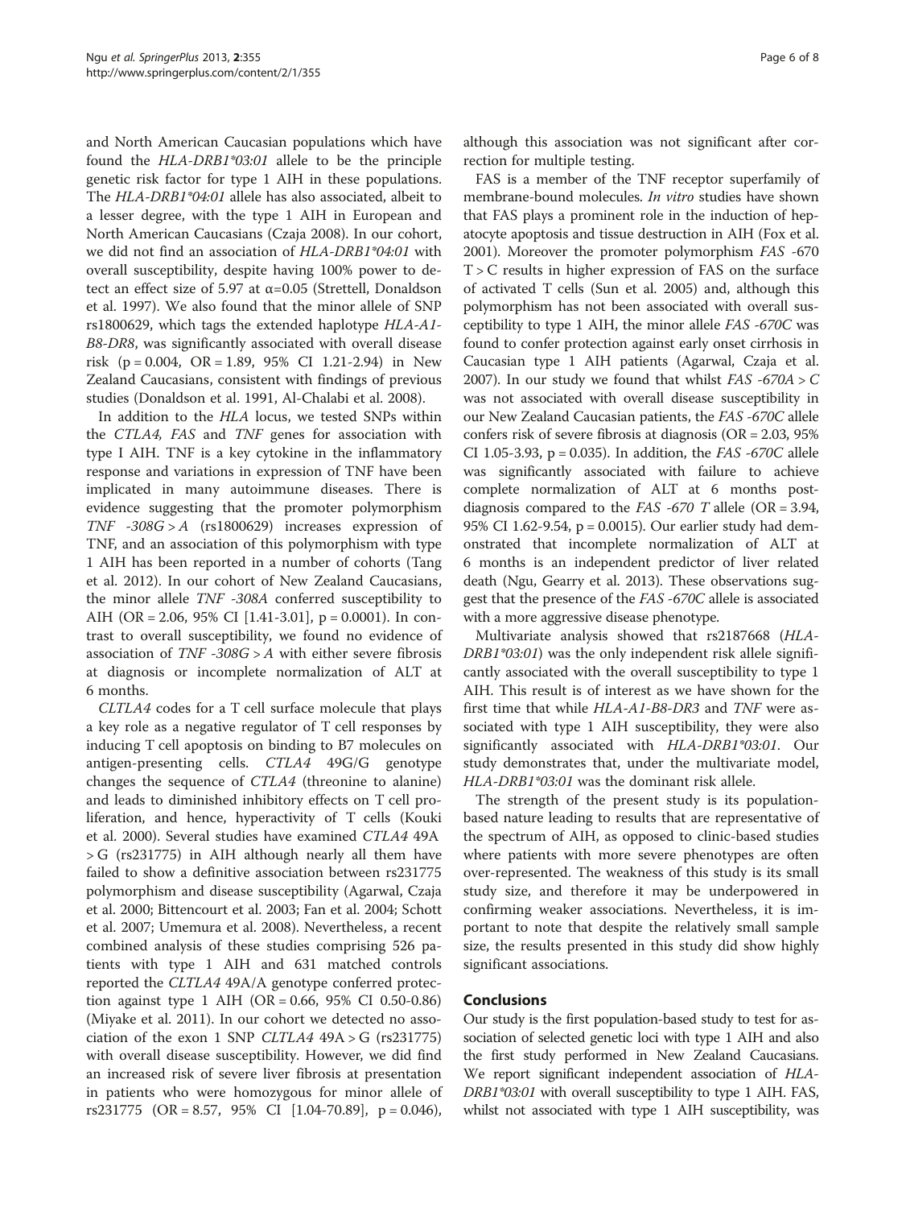and North American Caucasian populations which have found the *HLA-DRB1\*03:01* allele to be the principle genetic risk factor for type 1 AIH in these populations. The *HLA-DRB1\*04:01* allele has also associated, albeit to a lesser degree, with the type 1 AIH in European and North American Caucasians (Czaja 2008). In our cohort, we did not find an association of *HLA-DRB1\*04:01* with overall susceptibility, despite having 100% power to detect an effect size of 5.97 at $\alpha$=0.05 (Strettell, Donaldson et al. 1997). We also found that the minor allele of SNP rs1800629, which tags the extended haplotype *HLA-A1-B8-DR8*, was significantly associated with overall disease risk (p = 0.004, OR = 1.89, 95% CI 1.21-2.94) in New Zealand Caucasians, consistent with findings of previous studies (Donaldson et al. 1991, Al-Chalabi et al. 2008).

In addition to the *HLA* locus, we tested SNPs within the *CTLA4, FAS* and *TNF* genes for association with type I AIH. TNF is a key cytokine in the inflammatory response and variations in expression of TNF have been implicated in many autoimmune diseases. There is evidence suggesting that the promoter polymorphism *TNF -308G > A* (rs1800629) increases expression of TNF, and an association of this polymorphism with type 1 AIH has been reported in a number of cohorts (Tang et al. 2012). In our cohort of New Zealand Caucasians, the minor allele *TNF -308A* conferred susceptibility to AIH (OR = 2.06, 95% CI [1.41-3.01], p = 0.0001). In contrast to overall susceptibility, we found no evidence of association of *TNF -308G > A* with either severe fibrosis at diagnosis or incomplete normalization of ALT at 6 months.

*CLTLA4* codes for a T cell surface molecule that plays a key role as a negative regulator of T cell responses by inducing T cell apoptosis on binding to B7 molecules on antigen-presenting cells. *CTLA4* 49G/G genotype changes the sequence of *CTLA4* (threonine to alanine) and leads to diminished inhibitory effects on T cell proliferation, and hence, hyperactivity of T cells (Kouki et al. 2000). Several studies have examined *CTLA4* 49A > G (rs231775) in AIH although nearly all them have failed to show a definitive association between rs231775 polymorphism and disease susceptibility (Agarwal, Czaja et al. 2000; Bittencourt et al. 2003; Fan et al. 2004; Schott et al. 2007; Umemura et al. 2008). Nevertheless, a recent combined analysis of these studies comprising 526 patients with type 1 AIH and 631 matched controls reported the *CLTLA4* 49A/A genotype conferred protection against type 1 AIH (OR = 0.66, 95% CI 0.50-0.86) (Miyake et al. 2011). In our cohort we detected no association of the exon 1 SNP *CLTLA4* 49A > G (rs231775) with overall disease susceptibility. However, we did find an increased risk of severe liver fibrosis at presentation in patients who were homozygous for minor allele of rs231775 (OR = 8.57, 95% CI [1.04-70.89], p = 0.046), although this association was not significant after correction for multiple testing.

FAS is a member of the TNF receptor superfamily of membrane-bound molecules. *In vitro* studies have shown that FAS plays a prominent role in the induction of hepatocyte apoptosis and tissue destruction in AIH (Fox et al. 2001). Moreover the promoter polymorphism *FAS* -670 T > C results in higher expression of FAS on the surface of activated T cells (Sun et al. 2005) and, although this polymorphism has not been associated with overall susceptibility to type 1 AIH, the minor allele *FAS -670C* was found to confer protection against early onset cirrhosis in Caucasian type 1 AIH patients (Agarwal, Czaja et al. 2007). In our study we found that whilst *FAS -670A > C* was not associated with overall disease susceptibility in our New Zealand Caucasian patients, the *FAS -670C* allele confers risk of severe fibrosis at diagnosis (OR = 2.03, 95% CI 1.05-3.93, p = 0.035). In addition, the *FAS -670C* allele was significantly associated with failure to achieve complete normalization of ALT at 6 months post-diagnosis compared to the *FAS -670 T* allele (OR = 3.94, 95% CI 1.62-9.54, p = 0.0015). Our earlier study had demonstrated that incomplete normalization of ALT at 6 months is an independent predictor of liver related death (Ngu, Gearry et al. 2013). These observations suggest that the presence of the *FAS -670C* allele is associated with a more aggressive disease phenotype.

Multivariate analysis showed that rs2187668 (*HLA-DRB1\*03:01*) was the only independent risk allele significantly associated with the overall susceptibility to type 1 AIH. This result is of interest as we have shown for the first time that while *HLA-A1-B8-DR3* and *TNF* were associated with type 1 AIH susceptibility, they were also significantly associated with *HLA-DRB1\*03:01*. Our study demonstrates that, under the multivariate model, *HLA-DRB1\*03:01* was the dominant risk allele.

The strength of the present study is its population-based nature leading to results that are representative of the spectrum of AIH, as opposed to clinic-based studies where patients with more severe phenotypes are often over-represented. The weakness of this study is its small study size, and therefore it may be underpowered in confirming weaker associations. Nevertheless, it is important to note that despite the relatively small sample size, the results presented in this study did show highly significant associations.

## Conclusions

Our study is the first population-based study to test for association of selected genetic loci with type 1 AIH and also the first study performed in New Zealand Caucasians. We report significant independent association of *HLA-DRB1\*03:01* with overall susceptibility to type 1 AIH. FAS, whilst not associated with type 1 AIH susceptibility, was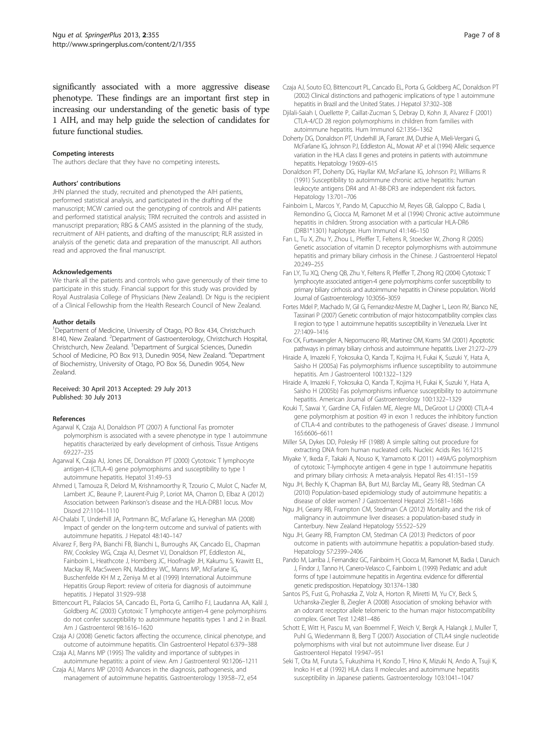significantly associated with a more aggressive disease phenotype. These findings are an important first step in increasing our understanding of the genetic basis of type 1 AIH, and may help guide the selection of candidates for future functional studies.

#### Competing interests
The authors declare that they have no competing interests.

#### Authors' contributions
JHN planned the study, recruited and phenotyped the AIH patients, performed statistical analysis, and participated in the drafting of the manuscript; MCW carried out the genotyping of controls and AIH patients and performed statistical analysis; TRM recruited the controls and assisted in manuscript preparation; RBG & CAMS assisted in the planning of the study, recruitment of AIH patients, and drafting of the manuscript; RLR assisted in analysis of the genetic data and preparation of the manuscript. All authors read and approved the final manuscript.

#### Acknowledgements
We thank all the patients and controls who gave generously of their time to participate in this study. Financial support for this study was provided by Royal Australasia College of Physicians (New Zealand). Dr Ngu is the recipient of a Clinical Fellowship from the Health Research Council of New Zealand.

#### Author details
[1]Department of Medicine, University of Otago, PO Box 434, Christchurch 8140, New Zealand. [2]Department of Gastroenterology, Christchurch Hospital, Christchurch, New Zealand. [3]Department of Surgical Sciences, Dunedin School of Medicine, PO Box 913, Dunedin 9054, New Zealand. [4]Department of Biochemistry, University of Otago, PO Box 56, Dunedin 9054, New Zealand.

Received: 30 April 2013 Accepted: 29 July 2013
Published: 30 July 2013

#### References
- Agarwal K, Czaja AJ, Donaldson PT (2007) A functional Fas promoter polymorphism is associated with a severe phenotype in type 1 autoimmune hepatitis characterized by early development of cirrhosis. Tissue Antigens 69:227–235
- Agarwal K, Czaja AJ, Jones DE, Donaldson PT (2000) Cytotoxic T lymphocyte antigen-4 (CTLA-4) gene polymorphisms and susceptibility to type 1 autoimmune hepatitis. Hepatol 31:49–53
- Ahmed I, Tamouza R, Delord M, Krishnamoorthy R, Tzourio C, Mulot C, Nacfer M, Lambert JC, Beaune P, Laurent-Puig P, Loriot MA, Charron D, Elbaz A (2012) Association between Parkinson's disease and the HLA-DRB1 locus. Mov Disord 27:1104–1110
- Al-Chalabi T, Underhill JA, Portmann BC, McFarlane IG, Heneghan MA (2008) Impact of gender on the long-term outcome and survival of patients with autoimmune hepatitis. J Hepatol 48:140–147
- Alvarez F, Berg PA, Bianchi FB, Bianchi L, Burroughs AK, Cancado EL, Chapman RW, Cooksley WG, Czaja AJ, Desmet VJ, Donaldson PT, Eddleston AL, Fainboim L, Heathcote J, Homberg JC, Hoofnagle JH, Kakumu S, Krawitt EL, Mackay IR, MacSween RN, Maddrey WC, Manns MP, McFarlane IG, Buschenfelde KH M z, Zeniya M et al (1999) International Autoimmune Hepatitis Group Report: review of criteria for diagnosis of autoimmune hepatitis. J Hepatol 31:929–938
- Bittencourt PL, Palacios SA, Cancado EL, Porta G, Carrilho FJ, Laudanna AA, Kalil J, Goldberg AC (2003) Cytotoxic T lymphocyte antigen-4 gene polymorphisms do not confer susceptibility to autoimmune hepatitis types 1 and 2 in Brazil. Am J Gastroenterol 98:1616–1620
- Czaja AJ (2008) Genetic factors affecting the occurrence, clinical phenotype, and outcome of autoimmune hepatitis. Clin Gastroenterol Hepatol 6:379–388
- Czaja AJ, Manns MP (1995) The validity and importance of subtypes in autoimmune hepatitis: a point of view. Am J Gastroenterol 90:1206–1211
- Czaja AJ, Manns MP (2010) Advances in the diagnosis, pathogenesis, and management of autoimmune hepatitis. Gastroenterology 139:58–72, e54
- Czaja AJ, Souto EO, Bittencourt PL, Cancado EL, Porta G, Goldberg AC, Donaldson PT (2002) Clinical distinctions and pathogenic implications of type 1 autoimmune hepatitis in Brazil and the United States. J Hepatol 37:302–308
- Djilali-Saiah I, Ouellette P, Caillat-Zucman S, Debray D, Kohn JI, Alvarez F (2001) CTLA-4/CD 28 region polymorphisms in children from families with autoimmune hepatitis. Hum Immunol 62:1356–1362
- Doherty DG, Donaldson PT, Underhill JA, Farrant JM, Duthie A, Mieli-Vergani G, McFarlane IG, Johnson PJ, Eddleston AL, Mowat AP et al (1994) Allelic sequence variation in the HLA class II genes and proteins in patients with autoimmune hepatitis. Hepatology 19:609–615
- Donaldson PT, Doherty DG, Hayllar KM, McFarlane IG, Johnson PJ, Williams R (1991) Susceptibility to autoimmune chronic active hepatitis: human leukocyte antigens DR4 and A1-B8-DR3 are independent risk factors. Hepatology 13:701–706
- Fainboim L, Marcos Y, Pando M, Capucchio M, Reyes GB, Galoppo C, Badia I, Remondino G, Ciocca M, Ramonet M et al (1994) Chronic active autoimmune hepatitis in children. Strong association with a particular HLA-DR6 (DRB1*1301) haplotype. Hum Immunol 41:146–150
- Fan L, Tu X, Zhu Y, Zhou L, Pfeiffer T, Feltens R, Stoecker W, Zhong R (2005) Genetic association of vitamin D receptor polymorphisms with autoimmune hepatitis and primary biliary cirrhosis in the Chinese. J Gastroenterol Hepatol 20:249–255
- Fan LY, Tu XQ, Cheng QB, Zhu Y, Feltens R, Pfeiffer T, Zhong RQ (2004) Cytotoxic T lymphocyte associated antigen-4 gene polymorphisms confer susceptibility to primary biliary cirrhosis and autoimmune hepatitis in Chinese population. World Journal of Gastroenterology 10:3056–3059
- Fortes Mdel P, Machado IV, Gil G, Fernandez-Mestre M, Dagher L, Leon RV, Bianco NE, Tassinari P (2007) Genetic contribution of major histocompatibility complex class II region to type 1 autoimmune hepatitis susceptibility in Venezuela. Liver Int 27:1409–1416
- Fox CK, Furtwaengler A, Nepomuceno RR, Martinez OM, Krams SM (2001) Apoptotic pathways in primary biliary cirrhosis and autoimmune hepatitis. Liver 21:272–279
- Hiraide A, Imazeki F, Yokosuka O, Kanda T, Kojima H, Fukai K, Suzuki Y, Hata A, Saisho H (2005a) Fas polymorphisms influence susceptibility to autoimmune hepatitis. Am J Gastroenterol 100:1322–1329
- Hiraide A, Imazeki F, Yokosuka O, Kanda T, Kojima H, Fukai K, Suzuki Y, Hata A, Saisho H (2005b) Fas polymorphisms influence susceptibility to autoimmune hepatitis. American Journal of Gastroenterology 100:1322–1329
- Kouki T, Sawai Y, Gardine CA, Fisfalen ME, Alegre ML, DeGroot LJ (2000) CTLA-4 gene polymorphism at position 49 in exon 1 reduces the inhibitory function of CTLA-4 and contributes to the pathogenesis of Graves' disease. J Immunol 165:6606–6611
- Miller SA, Dykes DD, Polesky HF (1988) A simple salting out procedure for extracting DNA from human nucleated cells. Nucleic Acids Res 16:1215
- Miyake Y, Ikeda F, Takaki A, Nouso K, Yamamoto K (2011) +49A/G polymorphism of cytotoxic T-lymphocyte antigen 4 gene in type 1 autoimmune hepatitis and primary biliary cirrhosis: A meta-analysis. Hepatol Res 41:151–159
- Ngu JH, Bechly K, Chapman BA, Burt MJ, Barclay ML, Gearry RB, Stedman CA (2010) Population-based epidemiology study of autoimmune hepatitis: a disease of older women? J Gastroenterol Hepatol 25:1681–1686
- Ngu JH, Gearry RB, Frampton CM, Stedman CA (2012) Mortality and the risk of malignancy in autoimmune liver diseases: a population-based study in Canterbury. New Zealand Hepatology 55:522–529
- Ngu JH, Gearry RB, Frampton CM, Stedman CA (2013) Predictors of poor outcome in patients with autoimmune hepatitis: a population-based study. Hepatology 57:2399–2406
- Pando M, Larriba J, Fernandez GC, Fainboim H, Ciocca M, Ramonet M, Badia I, Daruich J, Findor J, Tanno H, Canero-Velasco C, Fainboim L (1999) Pediatric and adult forms of type I autoimmune hepatitis in Argentina: evidence for differential genetic predisposition. Hepatology 30:1374–1380
- Santos PS, Fust G, Prohaszka Z, Volz A, Horton R, Miretti M, Yu CY, Beck S, Uchanska-Ziegler B, Ziegler A (2008) Association of smoking behavior with an odorant receptor allele telomeric to the human major histocompatibility complex. Genet Test 12:481–486
- Schott E, Witt H, Pascu M, van Boemmel F, Weich V, Bergk A, Halangk J, Muller T, Puhl G, Wiedenmann B, Berg T (2007) Association of CTLA4 single nucleotide polymorphisms with viral but not autoimmune liver disease. Eur J Gastroenterol Hepatol 19:947–951
- Seki T, Ota M, Furuta S, Fukushima H, Kondo T, Hino K, Mizuki N, Ando A, Tsuji K, Inoko H et al (1992) HLA class II molecules and autoimmune hepatitis susceptibility in Japanese patients. Gastroenterology 103:1041–1047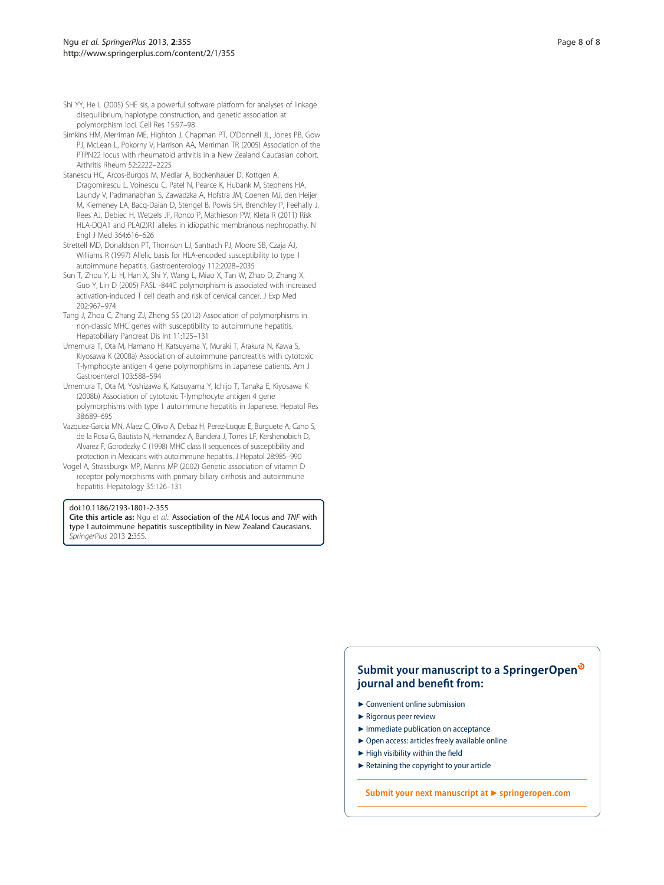Shi YY, He L (2005) SHE sis, a powerful software platform for analyses of linkage disequilibrium, haplotype construction, and genetic association at polymorphism loci. Cell Res 15:97–98

Simkins HM, Merriman ME, Highton J, Chapman PT, O'Donnell JL, Jones PB, Gow PJ, McLean L, Pokorny V, Harrison AA, Merriman TR (2005) Association of the PTPN22 locus with rheumatoid arthritis in a New Zealand Caucasian cohort. Arthritis Rheum 52:2222–2225

Stanescu HC, Arcos-Burgos M, Medlar A, Bockenhauer D, Kottgen A, Dragomirescu L, Voinescu C, Patel N, Pearce K, Hubank M, Stephens HA, Laundy V, Padmanabhan S, Zawadzka A, Hofstra JM, Coenen MJ, den Heijer M, Kiemeney LA, Bacq-Daian D, Stengel B, Powis SH, Brenchley P, Feehally J, Rees AJ, Debiec H, Wetzels JF, Ronco P, Mathieson PW, Kleta R (2011) Risk HLA-DQA1 and PLA(2)R1 alleles in idiopathic membranous nephropathy. N Engl J Med 364:616–626

Strettell MD, Donaldson PT, Thomson LJ, Santrach PJ, Moore SB, Czaja AJ, Williams R (1997) Allelic basis for HLA-encoded susceptibility to type 1 autoimmune hepatitis. Gastroenterology 112:2028–2035

Sun T, Zhou Y, Li H, Han X, Shi Y, Wang L, Miao X, Tan W, Zhao D, Zhang X, Guo Y, Lin D (2005) FASL -844C polymorphism is associated with increased activation-induced T cell death and risk of cervical cancer. J Exp Med 202:967–974

Tang J, Zhou C, Zhang ZJ, Zheng SS (2012) Association of polymorphisms in non-classic MHC genes with susceptibility to autoimmune hepatitis. Hepatobiliary Pancreat Dis Int 11:125–131

Umemura T, Ota M, Hamano H, Katsuyama Y, Muraki T, Arakura N, Kawa S, Kiyosawa K (2008a) Association of autoimmune pancreatitis with cytotoxic T-lymphocyte antigen 4 gene polymorphisms in Japanese patients. Am J Gastroenterol 103:588–594

Umemura T, Ota M, Yoshizawa K, Katsuyama Y, Ichijo T, Tanaka E, Kiyosawa K (2008b) Association of cytotoxic T-lymphocyte antigen 4 gene polymorphisms with type 1 autoimmune hepatitis in Japanese. Hepatol Res 38:689–695

Vazquez-Garcia MN, Alaez C, Olivo A, Debaz H, Perez-Luque E, Burguete A, Cano S, de la Rosa G, Bautista N, Hernandez A, Bandera J, Torres LF, Kershenobich D, Alvarez F, Gorodezky C (1998) MHC class II sequences of susceptibility and protection in Mexicans with autoimmune hepatitis. J Hepatol 28:985–990

Vogel A, Strassburgx MP, Manns MP (2002) Genetic association of vitamin D receptor polymorphisms with primary biliary cirrhosis and autoimmune hepatitis. Hepatology 35:126–131

doi:10.1186/2193-1801-2-355

**Cite this article as:** Ngu *et al.*: Association of the *HLA* locus and *TNF* with type I autoimmune hepatitis susceptibility in New Zealand Caucasians. *SpringerPlus* 2013 **2**:355.

**Submit your manuscript to a SpringerOpen journal and benefit from:**

- ► Convenient online submission
- ► Rigorous peer review
- ► Immediate publication on acceptance
- ► Open access: articles freely available online
- ► High visibility within the field
- ► Retaining the copyright to your article

**Submit your next manuscript at ► springeropen.com**